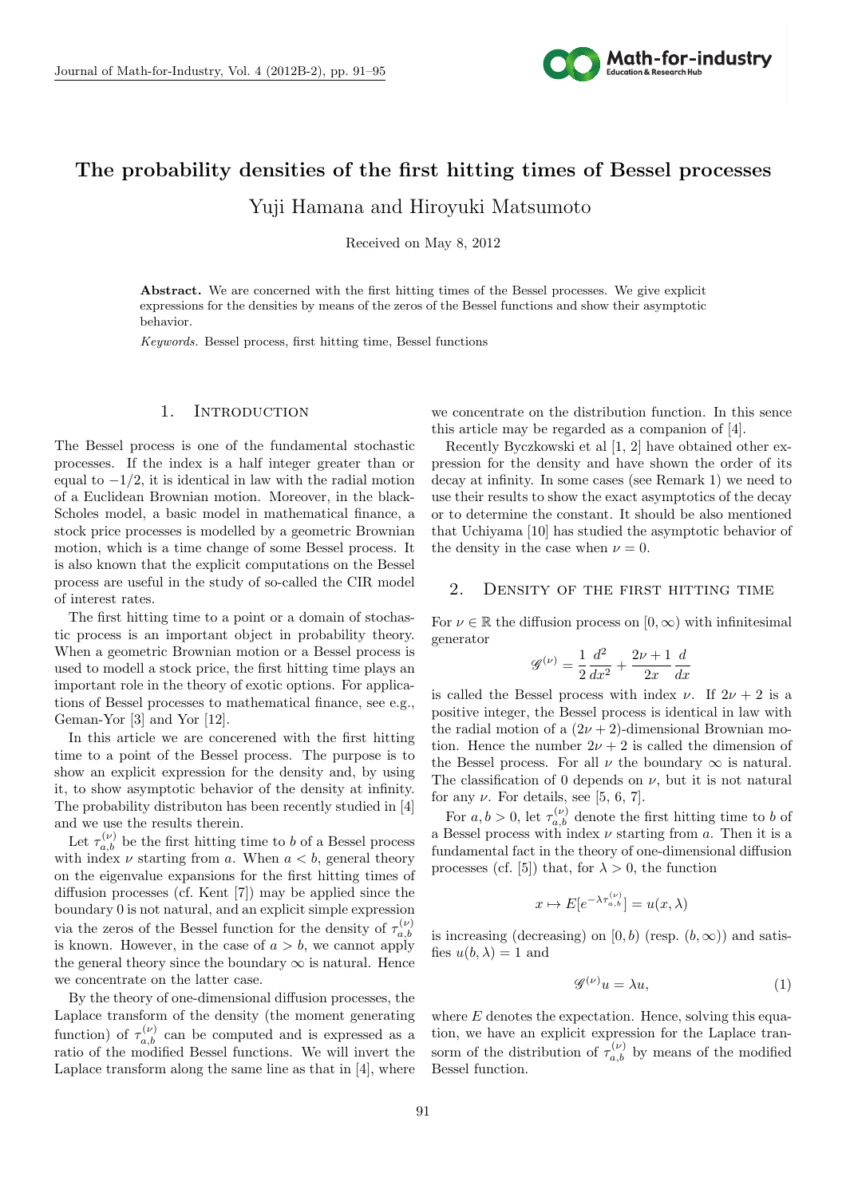# The probability densities of the first hitting times of Bessel processes

Yuji Hamana and Hiroyuki Matsumoto

Received on May 8, 2012

**Abstract.** We are concerned with the first hitting times of the Bessel processes. We give explicit expressions for the densities by means of the zeros of the Bessel functions and show their asymptotic behavior.

*Keywords.* Bessel process, first hitting time, Bessel functions

## 1. Introduction

The Bessel process is one of the fundamental stochastic processes. If the index is a half integer greater than or equal to $-1/2$, it is identical in law with the radial motion of a Euclidean Brownian motion. Moreover, in the black-Scholes model, a basic model in mathematical finance, a stock price processes is modelled by a geometric Brownian motion, which is a time change of some Bessel process. It is also known that the explicit computations on the Bessel process are useful in the study of so-called the CIR model of interest rates.

The first hitting time to a point or a domain of stochastic process is an important object in probability theory. When a geometric Brownian motion or a Bessel process is used to modell a stock price, the first hitting time plays an important role in the theory of exotic options. For applications of Bessel processes to mathematical finance, see e.g., Geman-Yor [3] and Yor [12].

In this article we are concerned with the first hitting time to a point of the Bessel process. The purpose is to show an explicit expression for the density and, by using it, to show asymptotic behavior of the density at infinity. The probability distributon has been recently studied in [4] and we use the results therein.

Let $\tau_{a,b}^{(\nu)}$ be the first hitting time to $b$ of a Bessel process with index $\nu$ starting from $a$. When $a < b$, general theory on the eigenvalue expansions for the first hitting times of diffusion processes (cf. Kent [7]) may be applied since the boundary 0 is not natural, and an explicit simple expression via the zeros of the Bessel function for the density of $\tau_{a,b}^{(\nu)}$ is known. However, in the case of $a > b$, we cannot apply the general theory since the boundary $\infty$ is natural. Hence we concentrate on the latter case.

By the theory of one-dimensional diffusion processes, the Laplace transform of the density (the moment generating function) of $\tau_{a,b}^{(\nu)}$ can be computed and is expressed as a ratio of the modified Bessel functions. We will invert the Laplace transform along the same line as that in [4], where we concentrate on the distribution function. In this sence this article may be regarded as a companion of [4].

Recently Byczkowski et al [1, 2] have obtained other expression for the density and have shown the order of its decay at infinity. In some cases (see Remark 1) we need to use their results to show the exact asymptotics of the decay or to determine the constant. It should be also mentioned that Uchiyama [10] has studied the asymptotic behavior of the density in the case when $\nu = 0$.

## 2. Density of the first hitting time

For $\nu \in \mathbb{R}$ the diffusion process on $[0, \infty)$ with infinitesimal generator

$$\mathscr{G}^{(\nu)} = \frac{1}{2}\frac{d^2}{dx^2} + \frac{2\nu + 1}{2x}\frac{d}{dx}$$

is called the Bessel process with index $\nu$. If $2\nu + 2$ is a positive integer, the Bessel process is identical in law with the radial motion of a $(2\nu + 2)$-dimensional Brownian motion. Hence the number $2\nu + 2$ is called the dimension of the Bessel process. For all $\nu$ the boundary $\infty$ is natural. The classification of 0 depends on $\nu$, but it is not natural for any $\nu$. For details, see [5, 6, 7].

For $a, b > 0$, let $\tau_{a,b}^{(\nu)}$ denote the first hitting time to $b$ of a Bessel process with index $\nu$ starting from $a$. Then it is a fundamental fact in the theory of one-dimensional diffusion processes (cf. [5]) that, for $\lambda > 0$, the function

$$x \mapsto E[e^{-\lambda \tau_{a,b}^{(\nu)}}] = u(x, \lambda)$$

is increasing (decreasing) on $[0, b)$ (resp. $(b, \infty)$) and satisfies $u(b, \lambda) = 1$ and

$$\mathscr{G}^{(\nu)} u = \lambda u, \tag{1}$$

where $E$ denotes the expectation. Hence, solving this equation, we have an explicit expression for the Laplace transform of the distribution of $\tau_{a,b}^{(\nu)}$ by means of the modified Bessel function.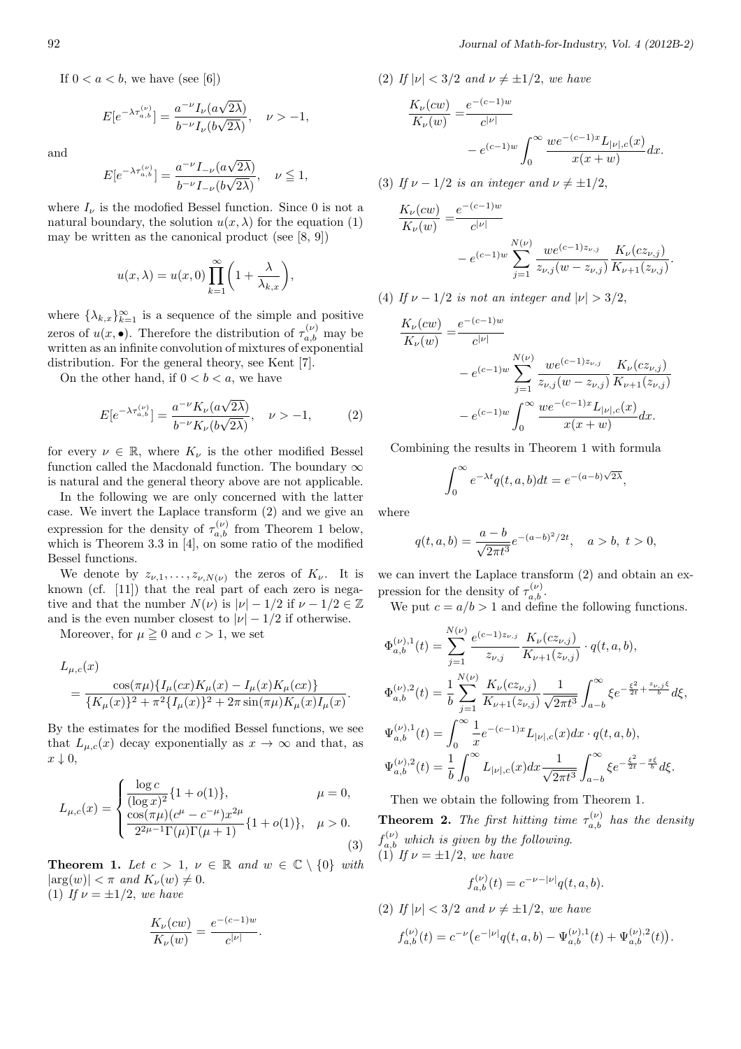If $0 < a < b$, we have (see [6])

$$E[e^{-\lambda\tau_{a,b}^{(\nu)}}] = \frac{a^{-\nu}I_\nu(a\sqrt{2\lambda})}{b^{-\nu}I_\nu(b\sqrt{2\lambda})}, \quad \nu > -1,$$

and

$$E[e^{-\lambda\tau_{a,b}^{(\nu)}}] = \frac{a^{-\nu}I_{-\nu}(a\sqrt{2\lambda})}{b^{-\nu}I_{-\nu}(b\sqrt{2\lambda})}, \quad \nu \leqq 1,$$

where $I_\nu$ is the modofied Bessel function. Since 0 is not a natural boundary, the solution $u(x,\lambda)$ for the equation (1) may be written as the canonical product (see [8, 9])

$$u(x,\lambda) = u(x,0)\prod_{k=1}^{\infty}\left(1 + \frac{\lambda}{\lambda_{k,x}}\right),$$

where $\{\lambda_{k,x}\}_{k=1}^{\infty}$ is a sequence of the simple and positive zeros of $u(x,\bullet)$. Therefore the distribution of $\tau_{a,b}^{(\nu)}$ may be written as an infinite convolution of mixtures of exponential distribution. For the general theory, see Kent [7].

On the other hand, if $0 < b < a$, we have

$$E[e^{-\lambda\tau_{a,b}^{(\nu)}}] = \frac{a^{-\nu}K_\nu(a\sqrt{2\lambda})}{b^{-\nu}K_\nu(b\sqrt{2\lambda})}, \quad \nu > -1, \tag{2}$$

for every $\nu \in \mathbb{R}$, where $K_\nu$ is the other modified Bessel function called the Macdonald function. The boundary $\infty$ is natural and the general theory above are not applicable.

In the following we are only concerned with the latter case. We invert the Laplace transform (2) and we give an expression for the density of $\tau_{a,b}^{(\nu)}$ from Theorem 1 below, which is Theorem 3.3 in [4], on some ratio of the modified Bessel functions.

We denote by $z_{\nu,1}, \ldots, z_{\nu,N(\nu)}$ the zeros of $K_\nu$. It is known (cf. [11]) that the real part of each zero is negative and that the number $N(\nu)$ is $|\nu| - 1/2$ if $\nu - 1/2 \in \mathbb{Z}$ and is the even number closest to $|\nu| - 1/2$ if otherwise.

Moreover, for $\mu \geqq 0$ and $c > 1$, we set

$$L_{\mu,c}(x) = \frac{\cos(\pi\mu)\{I_\mu(cx)K_\mu(x) - I_\mu(x)K_\mu(cx)\}}{\{K_\mu(x)\}^2 + \pi^2\{I_\mu(x)\}^2 + 2\pi\sin(\pi\mu)K_\mu(x)I_\mu(x)}.$$

By the estimates for the modified Bessel functions, we see that $L_{\mu,c}(x)$ decay exponentially as $x \to \infty$ and that, as $x \downarrow 0$,

$$L_{\mu,c}(x) = \begin{cases} \dfrac{\log c}{(\log x)^2}\{1 + o(1)\}, & \mu = 0, \\ \dfrac{\cos(\pi\mu)(c^\mu - c^{-\mu})x^{2\mu}}{2^{2\mu-1}\Gamma(\mu)\Gamma(\mu+1)}\{1 + o(1)\}, & \mu > 0. \end{cases} \tag{3}$$

**Theorem 1.** *Let $c > 1$, $\nu \in \mathbb{R}$ and $w \in \mathbb{C} \setminus \{0\}$ with $|\arg(w)| < \pi$ and $K_\nu(w) \neq 0$.*
(1) *If $\nu = \pm 1/2$, we have*

$$\frac{K_\nu(cw)}{K_\nu(w)} = \frac{e^{-(c-1)w}}{c^{|\nu|}}.$$

(2) *If $|\nu| < 3/2$ and $\nu \neq \pm 1/2$, we have*

$$\frac{K_\nu(cw)}{K_\nu(w)} = \frac{e^{-(c-1)w}}{c^{|\nu|}} - e^{(c-1)w}\int_0^\infty \frac{we^{-(c-1)x}L_{|\nu|,c}(x)}{x(x+w)}dx.$$

(3) *If $\nu - 1/2$ is an integer and $\nu \neq \pm 1/2$,*

$$\frac{K_\nu(cw)}{K_\nu(w)} = \frac{e^{-(c-1)w}}{c^{|\nu|}} - e^{(c-1)w}\sum_{j=1}^{N(\nu)}\frac{we^{(c-1)z_{\nu,j}}}{z_{\nu,j}(w - z_{\nu,j})}\frac{K_\nu(cz_{\nu,j})}{K_{\nu+1}(z_{\nu,j})}.$$

(4) *If $\nu - 1/2$ is not an integer and $|\nu| > 3/2$,*

$$\begin{aligned}\frac{K_\nu(cw)}{K_\nu(w)} =& \frac{e^{-(c-1)w}}{c^{|\nu|}} - e^{(c-1)w}\sum_{j=1}^{N(\nu)}\frac{we^{(c-1)z_{\nu,j}}}{z_{\nu,j}(w - z_{\nu,j})}\frac{K_\nu(cz_{\nu,j})}{K_{\nu+1}(z_{\nu,j})} \\ &- e^{(c-1)w}\int_0^\infty \frac{we^{-(c-1)x}L_{|\nu|,c}(x)}{x(x+w)}dx.\end{aligned}$$

Combining the results in Theorem 1 with formula

$$\int_0^\infty e^{-\lambda t}q(t,a,b)dt = e^{-(a-b)\sqrt{2\lambda}},$$

where

$$q(t,a,b) = \frac{a-b}{\sqrt{2\pi t^3}}e^{-(a-b)^2/2t}, \quad a > b,\ t > 0,$$

we can invert the Laplace transform (2) and obtain an expression for the density of $\tau_{a,b}^{(\nu)}$.

We put $c = a/b > 1$ and define the following functions.

$$\Phi_{a,b}^{(\nu),1}(t) = \sum_{j=1}^{N(\nu)}\frac{e^{(c-1)z_{\nu,j}}}{z_{\nu,j}}\frac{K_\nu(cz_{\nu,j})}{K_{\nu+1}(z_{\nu,j})}\cdot q(t,a,b),$$

$$\Phi_{a,b}^{(\nu),2}(t) = \frac{1}{b}\sum_{j=1}^{N(\nu)}\frac{K_\nu(cz_{\nu,j})}{K_{\nu+1}(z_{\nu,j})}\frac{1}{\sqrt{2\pi t^3}}\int_{a-b}^\infty \xi e^{-\frac{\xi^2}{2t}+\frac{z_{\nu,j}\xi}{b}}d\xi,$$

$$\Psi_{a,b}^{(\nu),1}(t) = \int_0^\infty \frac{1}{x}e^{-(c-1)x}L_{|\nu|,c}(x)dx\cdot q(t,a,b),$$

$$\Psi_{a,b}^{(\nu),2}(t) = \frac{1}{b}\int_0^\infty L_{|\nu|,c}(x)dx\frac{1}{\sqrt{2\pi t^3}}\int_{a-b}^\infty \xi e^{-\frac{\xi^2}{2t}-\frac{x\xi}{b}}d\xi.$$

Then we obtain the following from Theorem 1.

**Theorem 2.** *The first hitting time $\tau_{a,b}^{(\nu)}$ has the density $f_{a,b}^{(\nu)}$ which is given by the following.*
(1) *If $\nu = \pm 1/2$, we have*

$$f_{a,b}^{(\nu)}(t) = c^{-\nu-|\nu|}q(t,a,b).$$

(2) *If $|\nu| < 3/2$ and $\nu \neq \pm 1/2$, we have*

$$f_{a,b}^{(\nu)}(t) = c^{-\nu}\big(e^{-|\nu|}q(t,a,b) - \Psi_{a,b}^{(\nu),1}(t) + \Psi_{a,b}^{(\nu),2}(t)\big).$$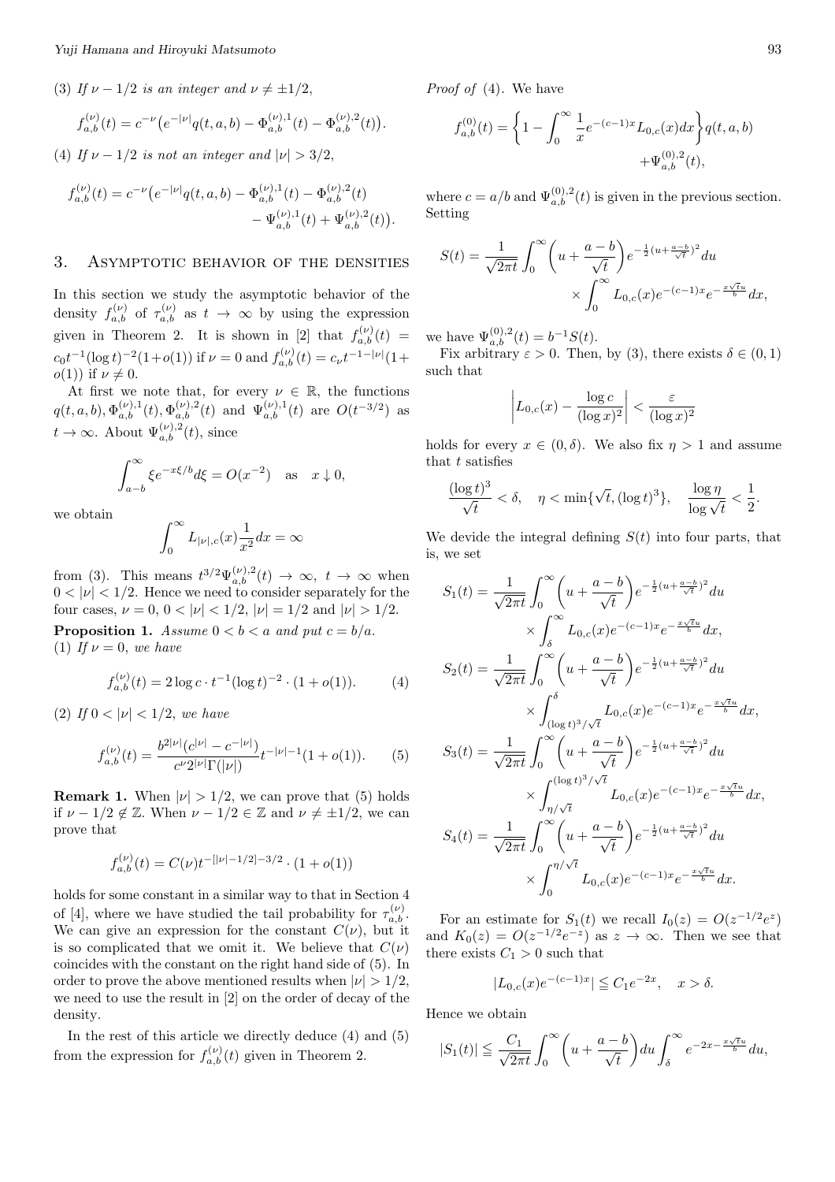(3) *If $\nu - 1/2$ is an integer and $\nu \neq \pm 1/2$,*

$$f_{a,b}^{(\nu)}(t) = c^{-\nu}\big(e^{-|\nu|}q(t,a,b) - \Phi_{a,b}^{(\nu),1}(t) - \Phi_{a,b}^{(\nu),2}(t)\big).$$

(4) *If $\nu - 1/2$ is not an integer and $|\nu| > 3/2$,*

$$f_{a,b}^{(\nu)}(t) = c^{-\nu}\big(e^{-|\nu|}q(t,a,b) - \Phi_{a,b}^{(\nu),1}(t) - \Phi_{a,b}^{(\nu),2}(t) - \Psi_{a,b}^{(\nu),1}(t) + \Psi_{a,b}^{(\nu),2}(t)\big).$$

## 3. Asymptotic behavior of the densities

In this section we study the asymptotic behavior of the density $f_{a,b}^{(\nu)}$ of $\tau_{a,b}^{(\nu)}$ as $t \to \infty$ by using the expression given in Theorem 2. It is shown in [2] that $f_{a,b}^{(\nu)}(t) = c_0 t^{-1}(\log t)^{-2}(1+o(1))$ if $\nu = 0$ and $f_{a,b}^{(\nu)}(t) = c_\nu t^{-1-|\nu|}(1+o(1))$ if $\nu \neq 0$.

At first we note that, for every $\nu \in \mathbb{R}$, the functions $q(t,a,b), \Phi_{a,b}^{(\nu),1}(t), \Phi_{a,b}^{(\nu),2}(t)$ and $\Psi_{a,b}^{(\nu),1}(t)$ are $O(t^{-3/2})$ as $t \to \infty$. About $\Psi_{a,b}^{(\nu),2}(t)$, since

$$\int_{a-b}^\infty \xi e^{-x\xi/b} d\xi = O(x^{-2}) \quad \text{as} \quad x \downarrow 0,$$

we obtain

$$\int_0^\infty L_{|\nu|,c}(x)\frac{1}{x^2}dx = \infty$$

from (3). This means $t^{3/2}\Psi_{a,b}^{(\nu),2}(t) \to \infty$, $t \to \infty$ when $0 < |\nu| < 1/2$. Hence we need to consider separately for the four cases, $\nu = 0$, $0 < |\nu| < 1/2$, $|\nu| = 1/2$ and $|\nu| > 1/2$.

**Proposition 1.** *Assume $0 < b < a$ and put $c = b/a$.*
(1) *If $\nu = 0$, we have*

$$f_{a,b}^{(\nu)}(t) = 2\log c \cdot t^{-1}(\log t)^{-2} \cdot (1+o(1)). \tag{4}$$

(2) *If $0 < |\nu| < 1/2$, we have*

$$f_{a,b}^{(\nu)}(t) = \frac{b^{2|\nu|}(c^{|\nu|} - c^{-|\nu|})}{c^\nu 2^{|\nu|}\Gamma(|\nu|)} t^{-|\nu|-1}(1+o(1)). \tag{5}$$

**Remark 1.** When $|\nu| > 1/2$, we can prove that (5) holds if $\nu - 1/2 \notin \mathbb{Z}$. When $\nu - 1/2 \in \mathbb{Z}$ and $\nu \neq \pm 1/2$, we can prove that

$$f_{a,b}^{(\nu)}(t) = C(\nu) t^{-[|\nu|-1/2]-3/2} \cdot (1+o(1))$$

holds for some constant in a similar way to that in Section 4 of [4], where we have studied the tail probability for $\tau_{a,b}^{(\nu)}$. We can give an expression for the constant $C(\nu)$, but it is so complicated that we omit it. We believe that $C(\nu)$ coincides with the constant on the right hand side of (5). In order to prove the above mentioned results when $|\nu| > 1/2$, we need to use the result in [2] on the order of decay of the density.

In the rest of this article we directly deduce (4) and (5) from the expression for $f_{a,b}^{(\nu)}(t)$ given in Theorem 2.

*Proof of* (4). We have

$$f_{a,b}^{(0)}(t) = \left\{1 - \int_0^\infty \frac{1}{x}e^{-(c-1)x}L_{0,c}(x)dx\right\}q(t,a,b) + \Psi_{a,b}^{(0),2}(t),$$

where $c = a/b$ and $\Psi_{a,b}^{(0),2}(t)$ is given in the previous section. Setting

$$S(t) = \frac{1}{\sqrt{2\pi t}}\int_0^\infty \left(u + \frac{a-b}{\sqrt{t}}\right)e^{-\frac{1}{2}(u+\frac{a-b}{\sqrt{t}})^2}du \times \int_0^\infty L_{0,c}(x)e^{-(c-1)x}e^{-\frac{x\sqrt{t}u}{b}}dx,$$

we have $\Psi_{a,b}^{(0),2}(t) = b^{-1}S(t)$.

Fix arbitrary $\varepsilon > 0$. Then, by (3), there exists $\delta \in (0,1)$ such that

$$\left|L_{0,c}(x) - \frac{\log c}{(\log x)^2}\right| < \frac{\varepsilon}{(\log x)^2}$$

holds for every $x \in (0,\delta)$. We also fix $\eta > 1$ and assume that $t$ satisfies

$$\frac{(\log t)^3}{\sqrt{t}} < \delta, \quad \eta < \min\{\sqrt{t}, (\log t)^3\}, \quad \frac{\log \eta}{\log \sqrt{t}} < \frac{1}{2}.$$

We devide the integral defining $S(t)$ into four parts, that is, we set

$$S_1(t) = \frac{1}{\sqrt{2\pi t}}\int_0^\infty \left(u + \frac{a-b}{\sqrt{t}}\right)e^{-\frac{1}{2}(u+\frac{a-b}{\sqrt{t}})^2}du \times \int_\delta^\infty L_{0,c}(x)e^{-(c-1)x}e^{-\frac{x\sqrt{t}u}{b}}dx,$$

$$S_2(t) = \frac{1}{\sqrt{2\pi t}}\int_0^\infty \left(u + \frac{a-b}{\sqrt{t}}\right)e^{-\frac{1}{2}(u+\frac{a-b}{\sqrt{t}})^2}du \times \int_{(\log t)^3/\sqrt{t}}^\delta L_{0,c}(x)e^{-(c-1)x}e^{-\frac{x\sqrt{t}u}{b}}dx,$$

$$S_3(t) = \frac{1}{\sqrt{2\pi t}}\int_0^\infty \left(u + \frac{a-b}{\sqrt{t}}\right)e^{-\frac{1}{2}(u+\frac{a-b}{\sqrt{t}})^2}du \times \int_{\eta/\sqrt{t}}^{(\log t)^3/\sqrt{t}} L_{0,c}(x)e^{-(c-1)x}e^{-\frac{x\sqrt{t}u}{b}}dx,$$

$$S_4(t) = \frac{1}{\sqrt{2\pi t}}\int_0^\infty \left(u + \frac{a-b}{\sqrt{t}}\right)e^{-\frac{1}{2}(u+\frac{a-b}{\sqrt{t}})^2}du \times \int_0^{\eta/\sqrt{t}} L_{0,c}(x)e^{-(c-1)x}e^{-\frac{x\sqrt{t}u}{b}}dx.$$

For an estimate for $S_1(t)$ we recall $I_0(z) = O(z^{-1/2}e^z)$ and $K_0(z) = O(z^{-1/2}e^{-z})$ as $z \to \infty$. Then we see that there exists $C_1 > 0$ such that

$$|L_{0,c}(x)e^{-(c-1)x}| \leqq C_1 e^{-2x}, \quad x > \delta.$$

Hence we obtain

$$|S_1(t)| \leqq \frac{C_1}{\sqrt{2\pi t}}\int_0^\infty \left(u + \frac{a-b}{\sqrt{t}}\right)du \int_\delta^\infty e^{-2x-\frac{x\sqrt{t}u}{b}}du,$$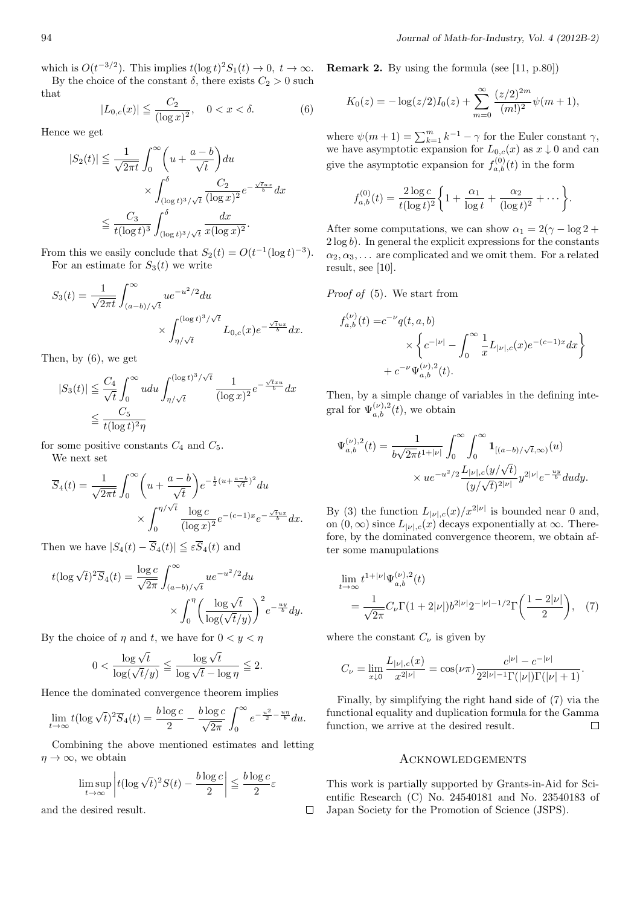which is $O(t^{-3/2})$. This implies $t(\log t)^2 S_1(t) \to 0,\ t \to \infty$.

By the choice of the constant $\delta$, there exists $C_2 > 0$ such that

$$|L_{0,c}(x)| \leqq \frac{C_2}{(\log x)^2}, \quad 0 < x < \delta. \tag{6}$$

Hence we get

$$\begin{aligned}|S_2(t)| &\leqq \frac{1}{\sqrt{2\pi t}} \int_0^\infty \left(u + \frac{a-b}{\sqrt{t}}\right) du \\ &\qquad \times \int_{(\log t)^3/\sqrt{t}}^{\delta} \frac{C_2}{(\log x)^2} e^{-\frac{\sqrt{t}ux}{b}} dx \\ &\leqq \frac{C_3}{t(\log t)^3} \int_{(\log t)^3/\sqrt{t}}^{\delta} \frac{dx}{x(\log x)^2}.\end{aligned}$$

From this we easily conclude that $S_2(t) = O(t^{-1}(\log t)^{-3})$.

For an estimate for $S_3(t)$ we write

$$\begin{aligned}S_3(t) = \frac{1}{\sqrt{2\pi t}} &\int_{(a-b)/\sqrt{t}}^\infty u e^{-u^2/2} du \\ &\times \int_{\eta/\sqrt{t}}^{(\log t)^3/\sqrt{t}} L_{0,c}(x) e^{-\frac{\sqrt{t}ux}{b}} dx.\end{aligned}$$

Then, by (6), we get

$$\begin{aligned}|S_3(t)| &\leqq \frac{C_4}{\sqrt{t}} \int_0^\infty u du \int_{\eta/\sqrt{t}}^{(\log t)^3/\sqrt{t}} \frac{1}{(\log x)^2} e^{-\frac{\sqrt{t}xu}{b}} dx \\ &\leqq \frac{C_5}{t(\log t)^2 \eta}\end{aligned}$$

for some positive constants $C_4$ and $C_5$.

We next set

$$\begin{aligned}\overline{S}_4(t) = \frac{1}{\sqrt{2\pi t}} &\int_0^\infty \left(u + \frac{a-b}{\sqrt{t}}\right) e^{-\frac{1}{2}(u+\frac{a-b}{\sqrt{t}})^2} du \\ &\times \int_0^{\eta/\sqrt{t}} \frac{\log c}{(\log x)^2} e^{-(c-1)x} e^{-\frac{\sqrt{t}ux}{b}} dx.\end{aligned}$$

Then we have $|S_4(t) - \overline{S}_4(t)| \leqq \varepsilon \overline{S}_4(t)$ and

$$\begin{aligned}t(\log\sqrt{t})^2 \overline{S}_4(t) = \frac{\log c}{\sqrt{2\pi}} &\int_{(a-b)/\sqrt{t}}^\infty u e^{-u^2/2} du \\ &\times \int_0^\eta \left(\frac{\log\sqrt{t}}{\log(\sqrt{t}/y)}\right)^2 e^{-\frac{uy}{b}} dy.\end{aligned}$$

By the choice of $\eta$ and $t$, we have for $0 < y < \eta$

$$0 < \frac{\log\sqrt{t}}{\log(\sqrt{t}/y)} \leqq \frac{\log\sqrt{t}}{\log\sqrt{t} - \log\eta} \leqq 2.$$

Hence the dominated convergence theorem implies

$$\lim_{t\to\infty} t(\log\sqrt{t})^2 \overline{S}_4(t) = \frac{b\log c}{2} - \frac{b\log c}{\sqrt{2\pi}} \int_0^\infty e^{-\frac{u^2}{2} - \frac{u\eta}{b}} du.$$

Combining the above mentioned estimates and letting $\eta \to \infty$, we obtain

$$\limsup_{t\to\infty} \left| t(\log\sqrt{t})^2 S(t) - \frac{b\log c}{2} \right| \leqq \frac{b\log c}{2} \varepsilon$$

and the desired result. $\square$

**Remark 2.** By using the formula (see [11, p.80])

$$K_0(z) = -\log(z/2) I_0(z) + \sum_{m=0}^\infty \frac{(z/2)^{2m}}{(m!)^2} \psi(m+1),$$

where $\psi(m+1) = \sum_{k=1}^m k^{-1} - \gamma$ for the Euler constant $\gamma$, we have asymptotic expansion for $L_{0,c}(x)$ as $x \downarrow 0$ and can give the asymptotic expansion for $f_{a,b}^{(0)}(t)$ in the form

$$f_{a,b}^{(0)}(t) = \frac{2\log c}{t(\log t)^2} \left\{ 1 + \frac{\alpha_1}{\log t} + \frac{\alpha_2}{(\log t)^2} + \cdots \right\}.$$

After some computations, we can show $\alpha_1 = 2(\gamma - \log 2 + 2\log b)$. In general the explicit expressions for the constants $\alpha_2, \alpha_3, \ldots$ are complicated and we omit them. For a related result, see [10].

*Proof of* (5). We start from

$$\begin{aligned}f_{a,b}^{(\nu)}(t) =& c^{-\nu} q(t,a,b) \\ &\times \left\{ c^{-|\nu|} - \int_0^\infty \frac{1}{x} L_{|\nu|,c}(x) e^{-(c-1)x} dx \right\} \\ &+ c^{-\nu} \Psi_{a,b}^{(\nu),2}(t).\end{aligned}$$

Then, by a simple change of variables in the defining integral for $\Psi_{a,b}^{(\nu),2}(t)$, we obtain

$$\begin{aligned}\Psi_{a,b}^{(\nu),2}(t) = \frac{1}{b\sqrt{2\pi} t^{1+|\nu|}} &\int_0^\infty \int_0^\infty \mathbf{1}_{[(a-b)/\sqrt{t},\infty)}(u) \\ &\times u e^{-u^2/2} \frac{L_{|\nu|,c}(y/\sqrt{t})}{(y/\sqrt{t})^{2|\nu|}} y^{2|\nu|} e^{-\frac{uy}{b}} du dy.\end{aligned}$$

By (3) the function $L_{|\nu|,c}(x)/x^{2|\nu|}$ is bounded near 0 and, on $(0,\infty)$ since $L_{|\nu|,c}(x)$ decays exponentially at $\infty$. Therefore, by the dominated convergence theorem, we obtain after some manupulations

$$\begin{aligned}&\lim_{t\to\infty} t^{1+|\nu|} \Psi_{a,b}^{(\nu),2}(t) \\ &= \frac{1}{\sqrt{2\pi}} C_\nu \Gamma(1+2|\nu|) b^{2|\nu|} 2^{-|\nu|-1/2} \Gamma\left(\frac{1-2|\nu|}{2}\right),\end{aligned} \tag{7}$$

where the constant $C_\nu$ is given by

$$C_\nu = \lim_{x\downarrow 0} \frac{L_{|\nu|,c}(x)}{x^{2|\nu|}} = \cos(\nu\pi) \frac{c^{|\nu|} - c^{-|\nu|}}{2^{2|\nu|-1} \Gamma(|\nu|) \Gamma(|\nu|+1)}.$$

Finally, by simplifying the right hand side of (7) via the functional equality and duplication formula for the Gamma function, we arrive at the desired result. $\square$

## Acknowledgements

This work is partially supported by Grants-in-Aid for Scientific Research (C) No. 24540181 and No. 23540183 of Japan Society for the Promotion of Science (JSPS).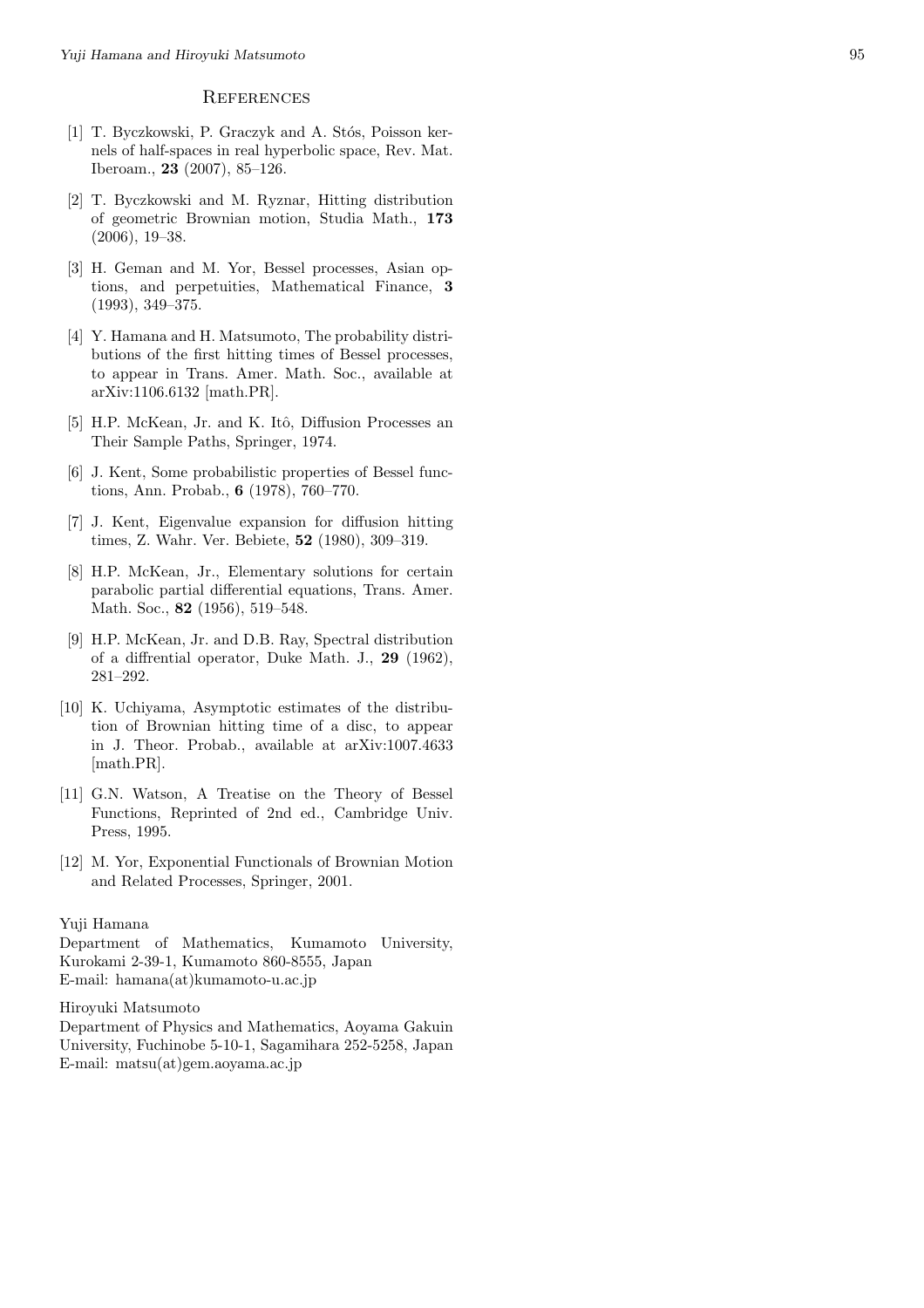## References

[1] T. Byczkowski, P. Graczyk and A. Stós, Poisson kernels of half-spaces in real hyperbolic space, Rev. Mat. Iberoam., **23** (2007), 85–126.

[2] T. Byczkowski and M. Ryznar, Hitting distribution of geometric Brownian motion, Studia Math., **173** (2006), 19–38.

[3] H. Geman and M. Yor, Bessel processes, Asian options, and perpetuities, Mathematical Finance, **3** (1993), 349–375.

[4] Y. Hamana and H. Matsumoto, The probability distributions of the first hitting times of Bessel processes, to appear in Trans. Amer. Math. Soc., available at arXiv:1106.6132 [math.PR].

[5] H.P. McKean, Jr. and K. Itô, Diffusion Processes an Their Sample Paths, Springer, 1974.

[6] J. Kent, Some probabilistic properties of Bessel functions, Ann. Probab., **6** (1978), 760–770.

[7] J. Kent, Eigenvalue expansion for diffusion hitting times, Z. Wahr. Ver. Bebiete, **52** (1980), 309–319.

[8] H.P. McKean, Jr., Elementary solutions for certain parabolic partial differential equations, Trans. Amer. Math. Soc., **82** (1956), 519–548.

[9] H.P. McKean, Jr. and D.B. Ray, Spectral distribution of a diffrential operator, Duke Math. J., **29** (1962), 281–292.

[10] K. Uchiyama, Asymptotic estimates of the distribution of Brownian hitting time of a disc, to appear in J. Theor. Probab., available at arXiv:1007.4633 [math.PR].

[11] G.N. Watson, A Treatise on the Theory of Bessel Functions, Reprinted of 2nd ed., Cambridge Univ. Press, 1995.

[12] M. Yor, Exponential Functionals of Brownian Motion and Related Processes, Springer, 2001.

Yuji Hamana
Department of Mathematics, Kumamoto University, Kurokami 2-39-1, Kumamoto 860-8555, Japan
E-mail: hamana(at)kumamoto-u.ac.jp

Hiroyuki Matsumoto
Department of Physics and Mathematics, Aoyama Gakuin University, Fuchinobe 5-10-1, Sagamihara 252-5258, Japan
E-mail: matsu(at)gem.aoyama.ac.jp